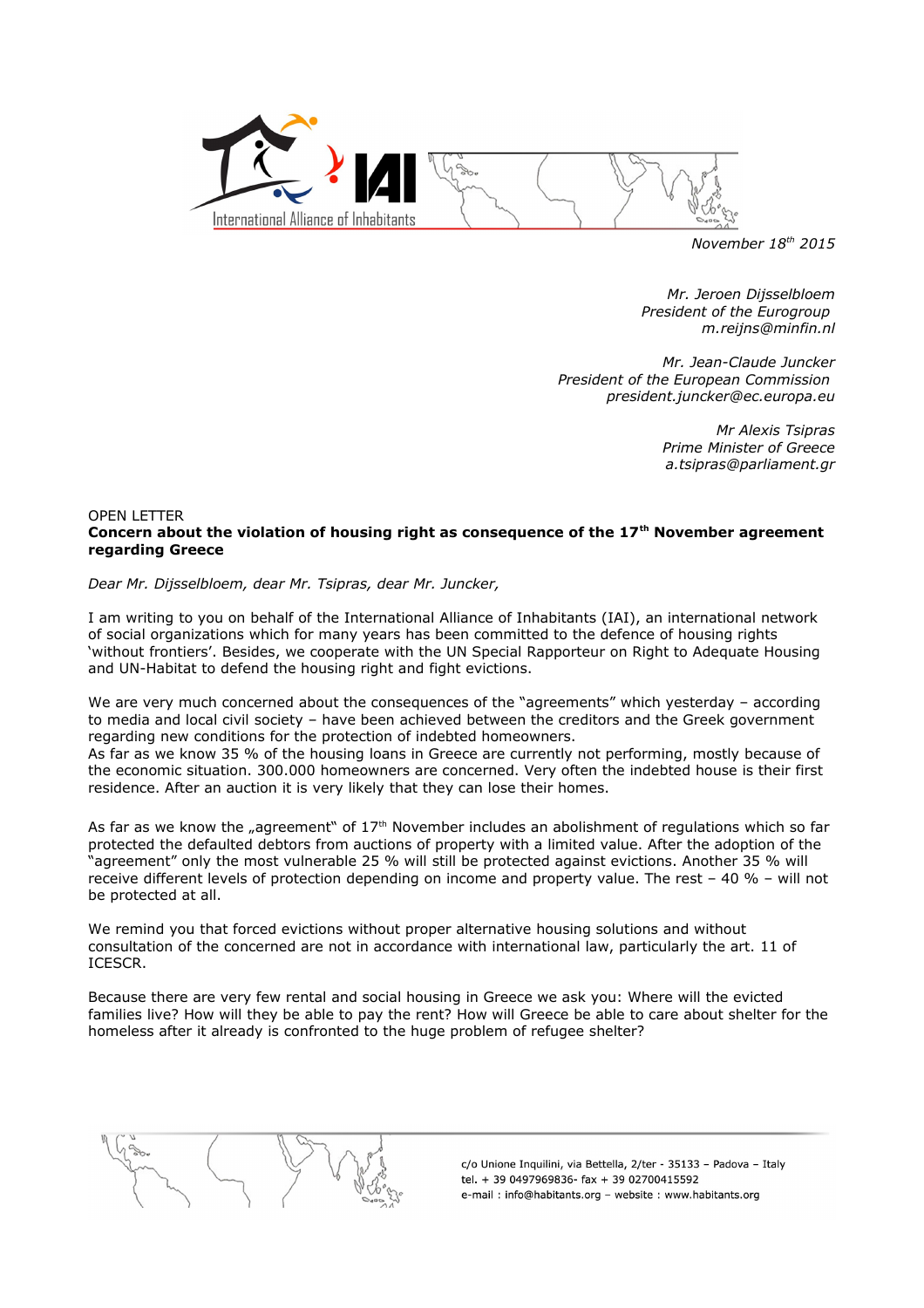*November 18th 2015*

*Mr. Jeroen Dijsselbloem*
*President of the Eurogroup*
*m.reijns@minfin.nl*

*Mr. Jean-Claude Juncker*
*President of the European Commission*
*president.juncker@ec.europa.eu*

*Mr Alexis Tsipras*
*Prime Minister of Greece*
*a.tsipras@parliament.gr*

OPEN LETTER
**Concern about the violation of housing right as consequence of the 17th November agreement regarding Greece**

*Dear Mr. Dijsselbloem, dear Mr. Tsipras, dear Mr. Juncker,*

I am writing to you on behalf of the International Alliance of Inhabitants (IAI), an international network of social organizations which for many years has been committed to the defence of housing rights 'without frontiers'. Besides, we cooperate with the UN Special Rapporteur on Right to Adequate Housing and UN-Habitat to defend the housing right and fight evictions.

We are very much concerned about the consequences of the "agreements" which yesterday – according to media and local civil society – have been achieved between the creditors and the Greek government regarding new conditions for the protection of indebted homeowners.
As far as we know 35 % of the housing loans in Greece are currently not performing, mostly because of the economic situation. 300.000 homeowners are concerned. Very often the indebted house is their first residence. After an auction it is very likely that they can lose their homes.

As far as we know the „agreement" of 17th November includes an abolishment of regulations which so far protected the defaulted debtors from auctions of property with a limited value. After the adoption of the "agreement" only the most vulnerable 25 % will still be protected against evictions. Another 35 % will receive different levels of protection depending on income and property value. The rest – 40 % – will not be protected at all.

We remind you that forced evictions without proper alternative housing solutions and without consultation of the concerned are not in accordance with international law, particularly the art. 11 of ICESCR.

Because there are very few rental and social housing in Greece we ask you: Where will the evicted families live? How will they be able to pay the rent? How will Greece be able to care about shelter for the homeless after it already is confronted to the huge problem of refugee shelter?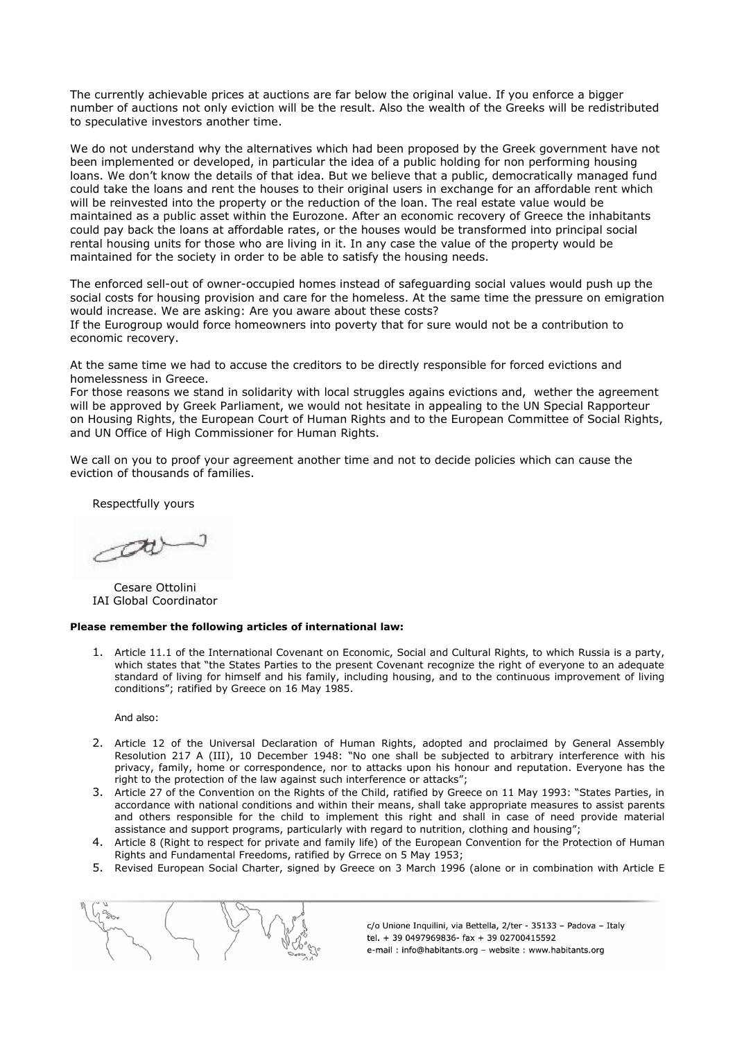The currently achievable prices at auctions are far below the original value. If you enforce a bigger number of auctions not only eviction will be the result. Also the wealth of the Greeks will be redistributed to speculative investors another time.

We do not understand why the alternatives which had been proposed by the Greek government have not been implemented or developed, in particular the idea of a public holding for non performing housing loans. We don't know the details of that idea. But we believe that a public, democratically managed fund could take the loans and rent the houses to their original users in exchange for an affordable rent which will be reinvested into the property or the reduction of the loan. The real estate value would be maintained as a public asset within the Eurozone. After an economic recovery of Greece the inhabitants could pay back the loans at affordable rates, or the houses would be transformed into principal social rental housing units for those who are living in it. In any case the value of the property would be maintained for the society in order to be able to satisfy the housing needs.

The enforced sell-out of owner-occupied homes instead of safeguarding social values would push up the social costs for housing provision and care for the homeless. At the same time the pressure on emigration would increase. We are asking: Are you aware about these costs?
If the Eurogroup would force homeowners into poverty that for sure would not be a contribution to economic recovery.

At the same time we had to accuse the creditors to be directly responsible for forced evictions and homelessness in Greece.
For those reasons we stand in solidarity with local struggles agains evictions and, wether the agreement will be approved by Greek Parliament, we would not hesitate in appealing to the UN Special Rapporteur on Housing Rights, the European Court of Human Rights and to the European Committee of Social Rights, and UN Office of High Commissioner for Human Rights.

We call on you to proof your agreement another time and not to decide policies which can cause the eviction of thousands of families.

Respectfully yours

Cesare Ottolini
IAI Global Coordinator

**Please remember the following articles of international law:**

1. Article 11.1 of the International Covenant on Economic, Social and Cultural Rights, to which Russia is a party, which states that "the States Parties to the present Covenant recognize the right of everyone to an adequate standard of living for himself and his family, including housing, and to the continuous improvement of living conditions"; ratified by Greece on 16 May 1985.

   And also:

2. Article 12 of the Universal Declaration of Human Rights, adopted and proclaimed by General Assembly Resolution 217 A (III), 10 December 1948: "No one shall be subjected to arbitrary interference with his privacy, family, home or correspondence, nor to attacks upon his honour and reputation. Everyone has the right to the protection of the law against such interference or attacks";
3. Article 27 of the Convention on the Rights of the Child, ratified by Greece on 11 May 1993: "States Parties, in accordance with national conditions and within their means, shall take appropriate measures to assist parents and others responsible for the child to implement this right and shall in case of need provide material assistance and support programs, particularly with regard to nutrition, clothing and housing";
4. Article 8 (Right to respect for private and family life) of the European Convention for the Protection of Human Rights and Fundamental Freedoms, ratified by Grrece on 5 May 1953;
5. Revised European Social Charter, signed by Greece on 3 March 1996 (alone or in combination with Article E

c/o Unione Inquilini, via Bettella, 2/ter - 35133 – Padova – Italy
tel. + 39 0497969836- fax + 39 02700415592
e-mail : info@habitants.org – website : www.habitants.org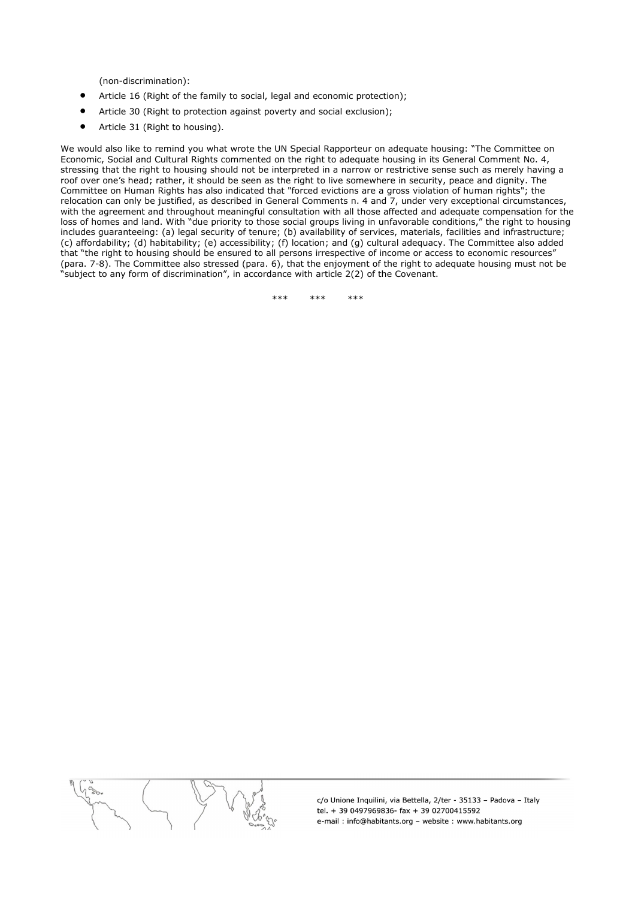(non-discrimination):

- Article 16 (Right of the family to social, legal and economic protection);
- Article 30 (Right to protection against poverty and social exclusion);
- Article 31 (Right to housing).

We would also like to remind you what wrote the UN Special Rapporteur on adequate housing: "The Committee on Economic, Social and Cultural Rights commented on the right to adequate housing in its General Comment No. 4, stressing that the right to housing should not be interpreted in a narrow or restrictive sense such as merely having a roof over one's head; rather, it should be seen as the right to live somewhere in security, peace and dignity. The Committee on Human Rights has also indicated that "forced evictions are a gross violation of human rights"; the relocation can only be justified, as described in General Comments n. 4 and 7, under very exceptional circumstances, with the agreement and throughout meaningful consultation with all those affected and adequate compensation for the loss of homes and land. With "due priority to those social groups living in unfavorable conditions," the right to housing includes guaranteeing: (a) legal security of tenure; (b) availability of services, materials, facilities and infrastructure; (c) affordability; (d) habitability; (e) accessibility; (f) location; and (g) cultural adequacy. The Committee also added that "the right to housing should be ensured to all persons irrespective of income or access to economic resources" (para. 7-8). The Committee also stressed (para. 6), that the enjoyment of the right to adequate housing must not be "subject to any form of discrimination", in accordance with article 2(2) of the Covenant.

\*\*\* \*\*\* \*\*\*

c/o Unione Inquilini, via Bettella, 2/ter - 35133 – Padova – Italy
tel. + 39 0497969836- fax + 39 02700415592
e-mail : info@habitants.org – website : www.habitants.org